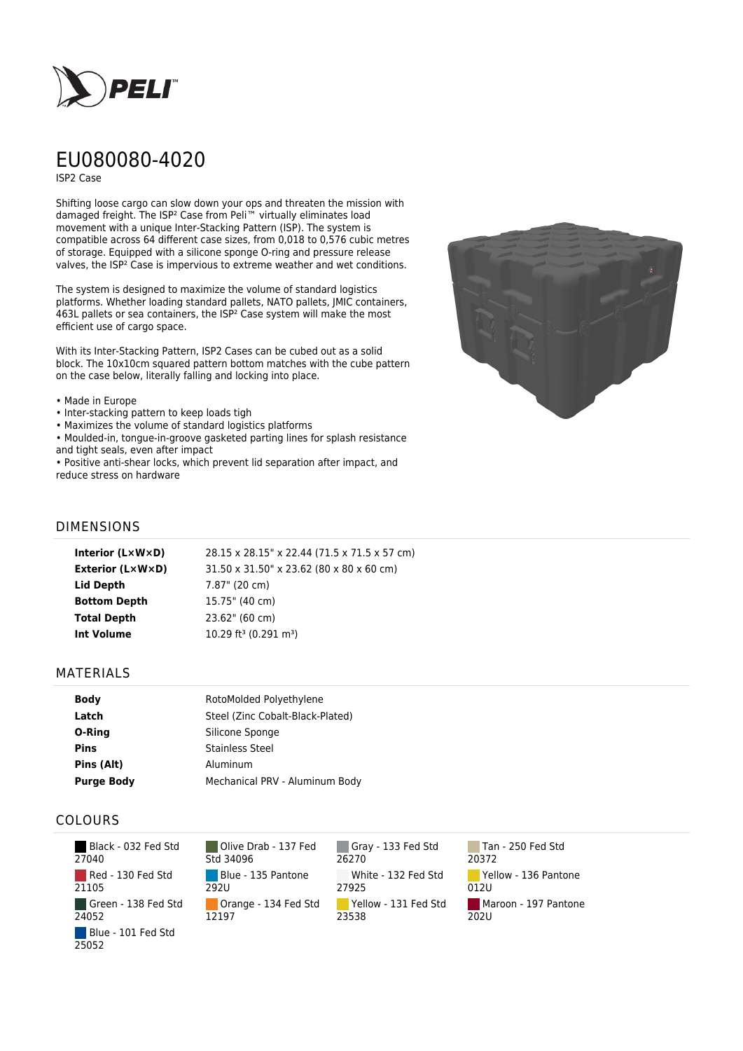# EU080080-4020

ISP2 Case

Shifting loose cargo can slow down your ops and threaten the mission with damaged freight. The ISP² Case from Peli™ virtually eliminates load movement with a unique Inter-Stacking Pattern (ISP). The system is compatible across 64 different case sizes, from 0,018 to 0,576 cubic metres of storage. Equipped with a silicone sponge O-ring and pressure release valves, the ISP² Case is impervious to extreme weather and wet conditions.

The system is designed to maximize the volume of standard logistics platforms. Whether loading standard pallets, NATO pallets, JMIC containers, 463L pallets or sea containers, the ISP² Case system will make the most efficient use of cargo space.

With its Inter-Stacking Pattern, ISP2 Cases can be cubed out as a solid block. The 10x10cm squared pattern bottom matches with the cube pattern on the case below, literally falling and locking into place.

- Made in Europe
- Inter-stacking pattern to keep loads tigh
- Maximizes the volume of standard logistics platforms
- Moulded-in, tongue-in-groove gasketed parting lines for splash resistance and tight seals, even after impact
- Positive anti-shear locks, which prevent lid separation after impact, and reduce stress on hardware

## DIMENSIONS

| | |
|---|---|
| **Interior (L×W×D)** | 28.15 x 28.15" x 22.44 (71.5 x 71.5 x 57 cm) |
| **Exterior (L×W×D)** | 31.50 x 31.50" x 23.62 (80 x 80 x 60 cm) |
| **Lid Depth** | 7.87" (20 cm) |
| **Bottom Depth** | 15.75" (40 cm) |
| **Total Depth** | 23.62" (60 cm) |
| **Int Volume** | 10.29 ft³ (0.291 m³) |

## MATERIALS

| | |
|---|---|
| **Body** | RotoMolded Polyethylene |
| **Latch** | Steel (Zinc Cobalt-Black-Plated) |
| **O-Ring** | Silicone Sponge |
| **Pins** | Stainless Steel |
| **Pins (Alt)** | Aluminum |
| **Purge Body** | Mechanical PRV - Aluminum Body |

## COLOURS

- Black - 032 Fed Std 27040
- Olive Drab - 137 Fed Std 34096
- Gray - 133 Fed Std 26270
- Tan - 250 Fed Std 20372
- Red - 130 Fed Std 21105
- Blue - 135 Pantone 292U
- White - 132 Fed Std 27925
- Yellow - 136 Pantone 012U
- Green - 138 Fed Std 24052
- Orange - 134 Fed Std 12197
- Yellow - 131 Fed Std 23538
- Maroon - 197 Pantone 202U
- Blue - 101 Fed Std 25052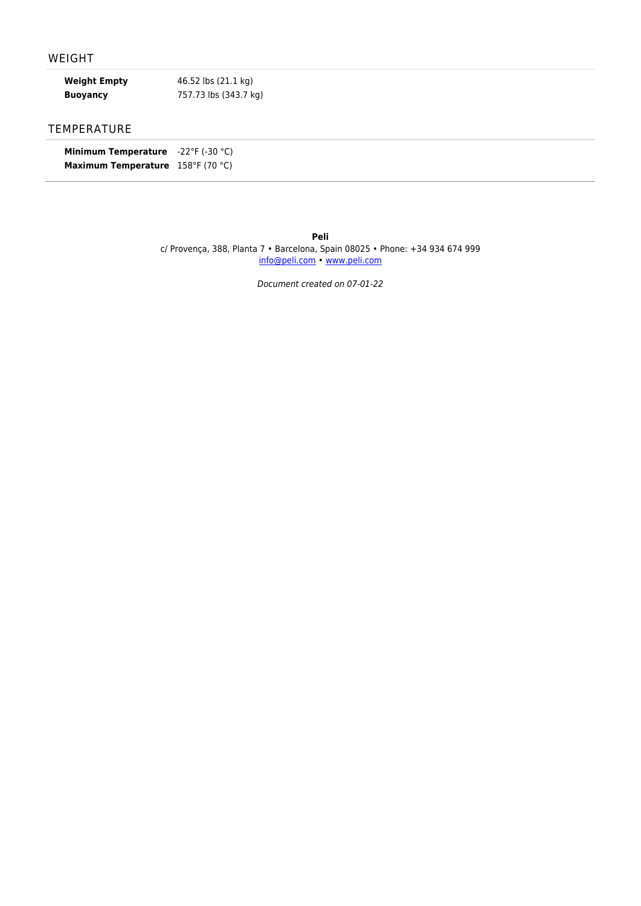## WEIGHT

| | |
|---|---|
| **Weight Empty** | 46.52 lbs (21.1 kg) |
| **Buoyancy** | 757.73 lbs (343.7 kg) |

## TEMPERATURE

| | |
|---|---|
| **Minimum Temperature** | -22°F (-30 °C) |
| **Maximum Temperature** | 158°F (70 °C) |

---

**Peli**
c/ Provença, 388, Planta 7 • Barcelona, Spain 08025 • Phone: +34 934 674 999
info@peli.com • www.peli.com

*Document created on 07-01-22*